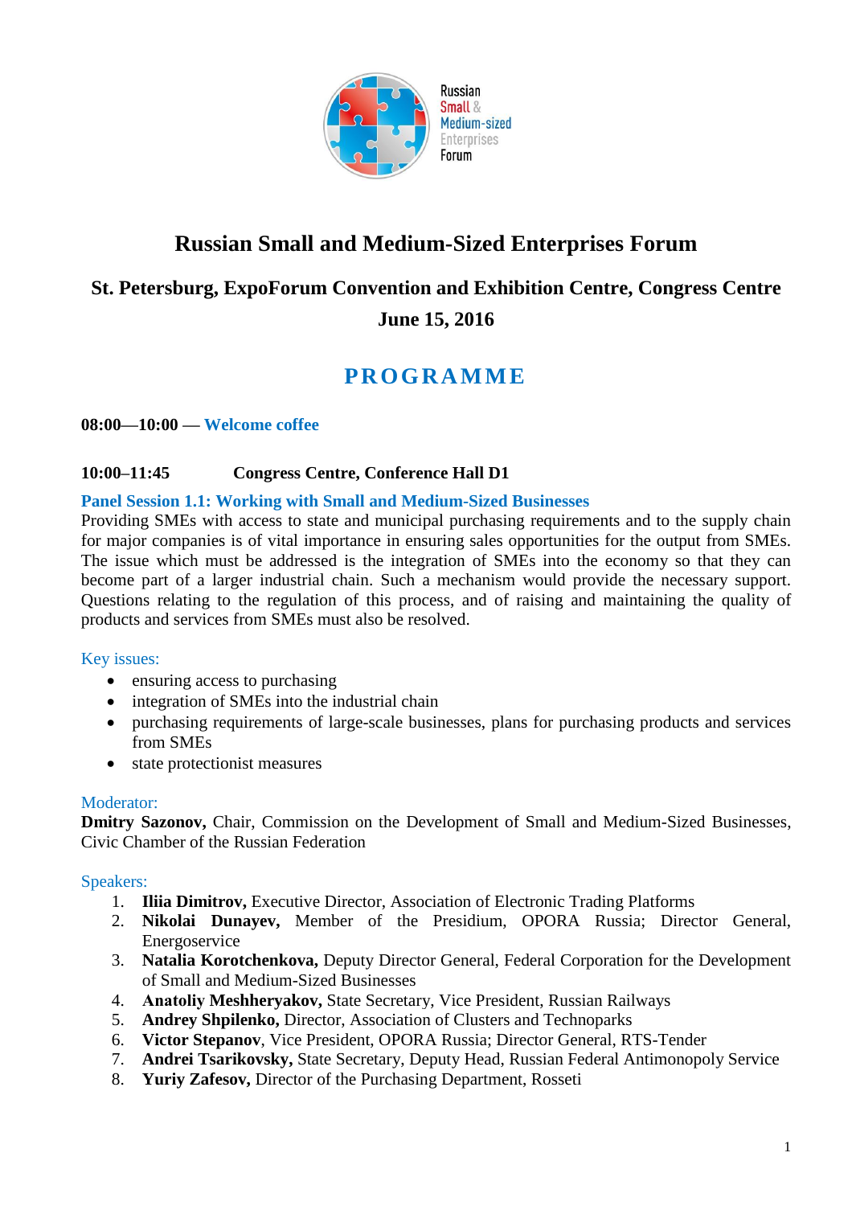# Russian Small and Medium-Sized Enterprises Forum

## St. Petersburg, ExpoForum Convention and Exhibition Centre, Congress Centre

## June 15, 2016

# PROGRAMME

**08:00—10:00 — Welcome coffee**

**10:00–11:45 Congress Centre, Conference Hall D1**

### Panel Session 1.1: Working with Small and Medium-Sized Businesses

Providing SMEs with access to state and municipal purchasing requirements and to the supply chain for major companies is of vital importance in ensuring sales opportunities for the output from SMEs. The issue which must be addressed is the integration of SMEs into the economy so that they can become part of a larger industrial chain. Such a mechanism would provide the necessary support. Questions relating to the regulation of this process, and of raising and maintaining the quality of products and services from SMEs must also be resolved.

Key issues:

- ensuring access to purchasing
- integration of SMEs into the industrial chain
- purchasing requirements of large-scale businesses, plans for purchasing products and services from SMEs
- state protectionist measures

Moderator:

**Dmitry Sazonov,** Chair, Commission on the Development of Small and Medium-Sized Businesses, Civic Chamber of the Russian Federation

Speakers:

1. **Iliia Dimitrov,** Executive Director, Association of Electronic Trading Platforms
2. **Nikolai Dunayev,** Member of the Presidium, OPORA Russia; Director General, Energoservice
3. **Natalia Korotchenkova,** Deputy Director General, Federal Corporation for the Development of Small and Medium-Sized Businesses
4. **Anatoliy Meshheryakov,** State Secretary, Vice President, Russian Railways
5. **Andrey Shpilenko,** Director, Association of Clusters and Technoparks
6. **Victor Stepanov**, Vice President, OPORA Russia; Director General, RTS-Tender
7. **Andrei Tsarikovsky,** State Secretary, Deputy Head, Russian Federal Antimonopoly Service
8. **Yuriy Zafesov,** Director of the Purchasing Department, Rosseti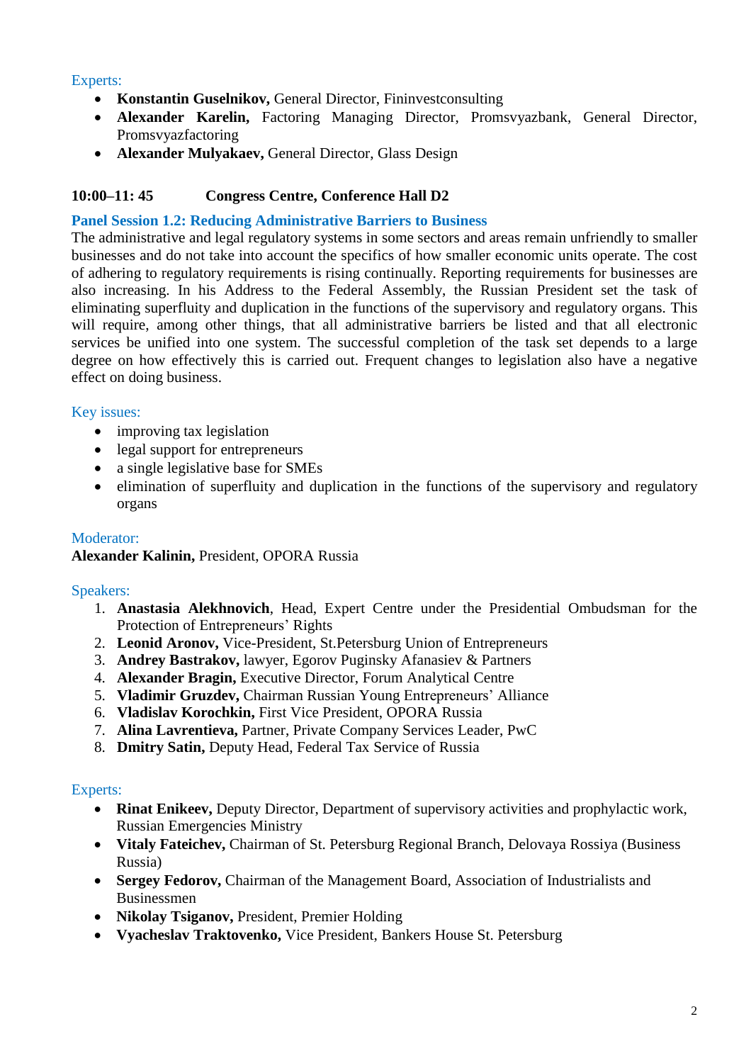Experts:

- **Konstantin Guselnikov,** General Director, Fininvestconsulting
- **Alexander Karelin,** Factoring Managing Director, Promsvyazbank, General Director, Promsvyazfactoring
- **Alexander Mulyakaev,** General Director, Glass Design

**10:00–11: 45 Congress Centre, Conference Hall D2**

## Panel Session 1.2: Reducing Administrative Barriers to Business

The administrative and legal regulatory systems in some sectors and areas remain unfriendly to smaller businesses and do not take into account the specifics of how smaller economic units operate. The cost of adhering to regulatory requirements is rising continually. Reporting requirements for businesses are also increasing. In his Address to the Federal Assembly, the Russian President set the task of eliminating superfluity and duplication in the functions of the supervisory and regulatory organs. This will require, among other things, that all administrative barriers be listed and that all electronic services be unified into one system. The successful completion of the task set depends to a large degree on how effectively this is carried out. Frequent changes to legislation also have a negative effect on doing business.

Key issues:

- improving tax legislation
- legal support for entrepreneurs
- a single legislative base for SMEs
- elimination of superfluity and duplication in the functions of the supervisory and regulatory organs

Moderator:

**Alexander Kalinin,** President, OPORA Russia

Speakers:

1. **Anastasia Alekhnovich**, Head, Expert Centre under the Presidential Ombudsman for the Protection of Entrepreneurs' Rights
2. **Leonid Aronov,** Vice-President, St.Petersburg Union of Entrepreneurs
3. **Andrey Bastrakov,** lawyer, Egorov Puginsky Afanasiev & Partners
4. **Alexander Bragin,** Executive Director, Forum Analytical Centre
5. **Vladimir Gruzdev,** Chairman Russian Young Entrepreneurs' Alliance
6. **Vladislav Korochkin,** First Vice President, OPORA Russia
7. **Alina Lavrentieva,** Partner, Private Company Services Leader, PwC
8. **Dmitry Satin,** Deputy Head, Federal Tax Service of Russia

Experts:

- **Rinat Enikeev,** Deputy Director, Department of supervisory activities and prophylactic work, Russian Emergencies Ministry
- **Vitaly Fateichev,** Chairman of St. Petersburg Regional Branch, Delovaya Rossiya (Business Russia)
- **Sergey Fedorov,** Chairman of the Management Board, Association of Industrialists and Businessmen
- **Nikolay Tsiganov,** President, Premier Holding
- **Vyacheslav Traktovenko,** Vice President, Bankers House St. Petersburg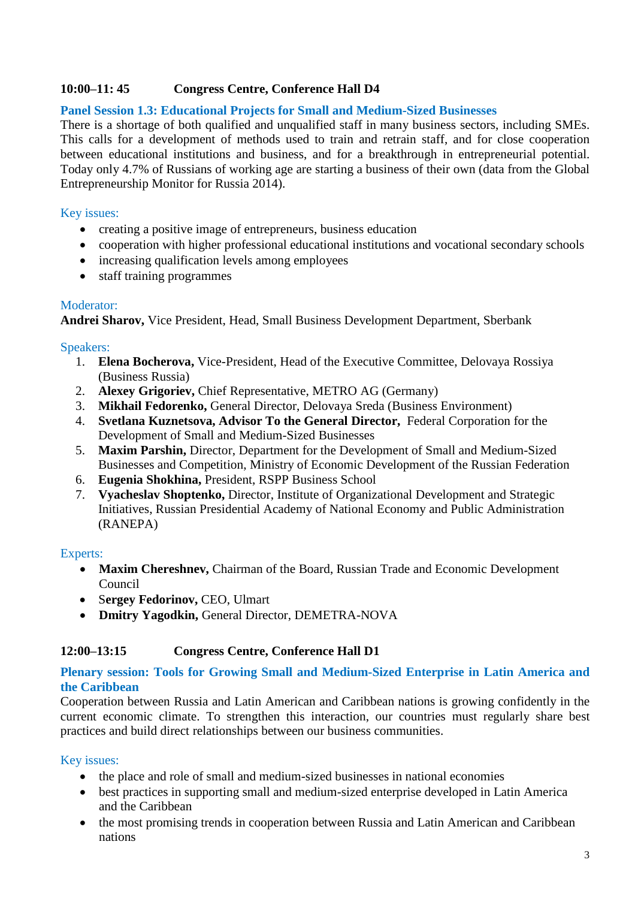**10:00–11: 45 Congress Centre, Conference Hall D4**

### Panel Session 1.3: Educational Projects for Small and Medium-Sized Businesses

There is a shortage of both qualified and unqualified staff in many business sectors, including SMEs. This calls for a development of methods used to train and retrain staff, and for close cooperation between educational institutions and business, and for a breakthrough in entrepreneurial potential. Today only 4.7% of Russians of working age are starting a business of their own (data from the Global Entrepreneurship Monitor for Russia 2014).

Key issues:

- creating a positive image of entrepreneurs, business education
- cooperation with higher professional educational institutions and vocational secondary schools
- increasing qualification levels among employees
- staff training programmes

Moderator:

**Andrei Sharov,** Vice President, Head, Small Business Development Department, Sberbank

Speakers:

1. **Elena Bocherova,** Vice-President, Head of the Executive Committee, Delovaya Rossiya (Business Russia)
2. **Alexey Grigoriev,** Chief Representative, METRO AG (Germany)
3. **Mikhail Fedorenko,** General Director, Delovaya Sreda (Business Environment)
4. **Svetlana Kuznetsova, Advisor To the General Director,** Federal Corporation for the Development of Small and Medium-Sized Businesses
5. **Maxim Parshin,** Director, Department for the Development of Small and Medium-Sized Businesses and Competition, Ministry of Economic Development of the Russian Federation
6. **Eugenia Shokhina,** President, RSPP Business School
7. **Vyacheslav Shoptenko,** Director, Institute of Organizational Development and Strategic Initiatives, Russian Presidential Academy of National Economy and Public Administration (RANEPA)

Experts:

- **Maxim Chereshnev,** Chairman of the Board, Russian Trade and Economic Development Council
- **Sergey Fedorinov,** CEO, Ulmart
- **Dmitry Yagodkin,** General Director, DEMETRA-NOVA

**12:00–13:15 Congress Centre, Conference Hall D1**

### Plenary session: Tools for Growing Small and Medium-Sized Enterprise in Latin America and the Caribbean

Cooperation between Russia and Latin American and Caribbean nations is growing confidently in the current economic climate. To strengthen this interaction, our countries must regularly share best practices and build direct relationships between our business communities.

Key issues:

- the place and role of small and medium-sized businesses in national economies
- best practices in supporting small and medium-sized enterprise developed in Latin America and the Caribbean
- the most promising trends in cooperation between Russia and Latin American and Caribbean nations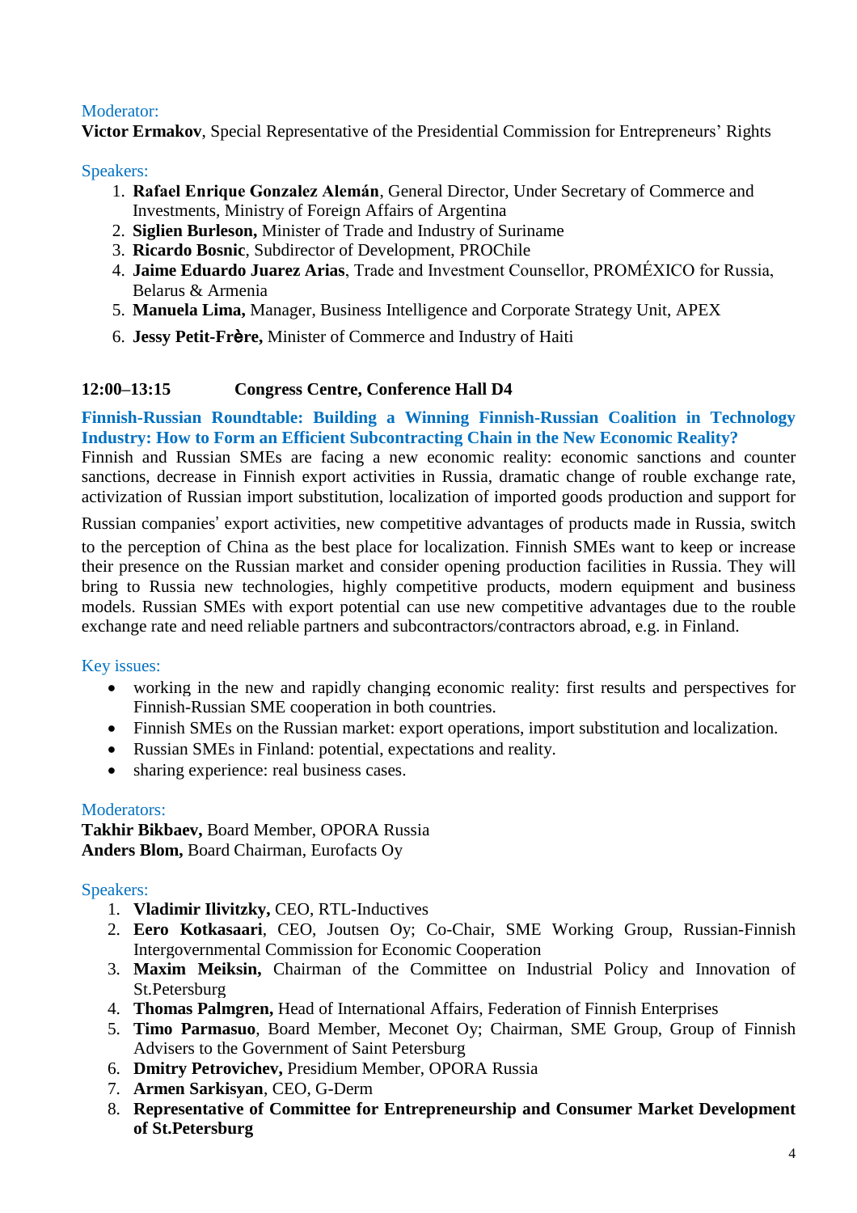Moderator:

**Victor Ermakov**, Special Representative of the Presidential Commission for Entrepreneurs' Rights

Speakers:

1. **Rafael Enrique Gonzalez Alemán**, General Director, Under Secretary of Commerce and Investments, Ministry of Foreign Affairs of Argentina
2. **Siglien Burleson,** Minister of Trade and Industry of Suriname
3. **Ricardo Bosnic**, Subdirector of Development, PROChile
4. **Jaime Eduardo Juarez Arias**, Trade and Investment Counsellor, PROMÉXICO for Russia, Belarus & Armenia
5. **Manuela Lima,** Manager, Business Intelligence and Corporate Strategy Unit, APEX
6. **Jessy Petit-Frère,** Minister of Commerce and Industry of Haiti

**12:00–13:15 Congress Centre, Conference Hall D4**

## Finnish-Russian Roundtable: Building a Winning Finnish-Russian Coalition in Technology Industry: How to Form an Efficient Subcontracting Chain in the New Economic Reality?

Finnish and Russian SMEs are facing a new economic reality: economic sanctions and counter sanctions, decrease in Finnish export activities in Russia, dramatic change of rouble exchange rate, activization of Russian import substitution, localization of imported goods production and support for Russian companies' export activities, new competitive advantages of products made in Russia, switch to the perception of China as the best place for localization. Finnish SMEs want to keep or increase their presence on the Russian market and consider opening production facilities in Russia. They will bring to Russia new technologies, highly competitive products, modern equipment and business models. Russian SMEs with export potential can use new competitive advantages due to the rouble exchange rate and need reliable partners and subcontractors/contractors abroad, e.g. in Finland.

Key issues:

- working in the new and rapidly changing economic reality: first results and perspectives for Finnish-Russian SME cooperation in both countries.
- Finnish SMEs on the Russian market: export operations, import substitution and localization.
- Russian SMEs in Finland: potential, expectations and reality.
- sharing experience: real business cases.

Moderators:

**Takhir Bikbaev,** Board Member, OPORA Russia
**Anders Blom,** Board Chairman, Eurofacts Oy

Speakers:

1. **Vladimir Ilivitzky,** CEO, RTL-Inductives
2. **Eero Kotkasaari**, CEO, Joutsen Oy; Co-Chair, SME Working Group, Russian-Finnish Intergovernmental Commission for Economic Cooperation
3. **Maxim Meiksin,** Chairman of the Committee on Industrial Policy and Innovation of St.Petersburg
4. **Thomas Palmgren,** Head of International Affairs, Federation of Finnish Enterprises
5. **Timo Parmasuo**, Board Member, Meconet Oy; Chairman, SME Group, Group of Finnish Advisers to the Government of Saint Petersburg
6. **Dmitry Petrovichev,** Presidium Member, OPORA Russia
7. **Armen Sarkisyan**, CEO, G-Derm
8. **Representative of Committee for Entrepreneurship and Consumer Market Development of St.Petersburg**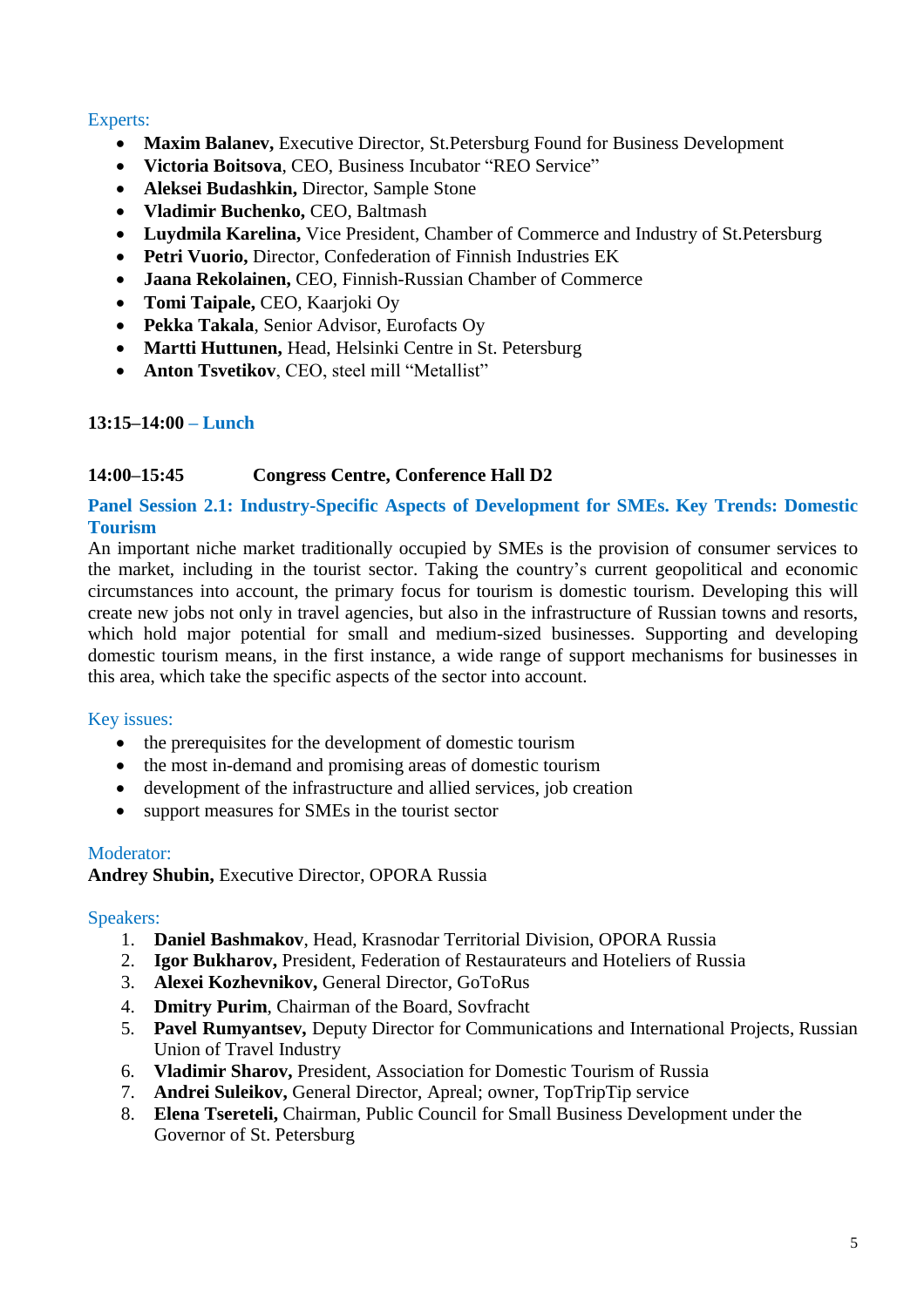Experts:

- **Maxim Balanev,** Executive Director, St.Petersburg Found for Business Development
- **Victoria Boitsova**, CEO, Business Incubator "REO Service"
- **Aleksei Budashkin,** Director, Sample Stone
- **Vladimir Buchenko,** CEO, Baltmash
- **Luydmila Karelina,** Vice President, Chamber of Commerce and Industry of St.Petersburg
- **Petri Vuorio,** Director, Confederation of Finnish Industries EK
- **Jaana Rekolainen,** CEO, Finnish-Russian Chamber of Commerce
- **Tomi Taipale,** CEO, Kaarjoki Oy
- **Pekka Takala**, Senior Advisor, Eurofacts Oy
- **Martti Huttunen,** Head, Helsinki Centre in St. Petersburg
- **Anton Tsvetikov**, CEO, steel mill "Metallist"

**13:15–14:00 – Lunch**

**14:00–15:45 Congress Centre, Conference Hall D2**

### Panel Session 2.1: Industry-Specific Aspects of Development for SMEs. Key Trends: Domestic Tourism

An important niche market traditionally occupied by SMEs is the provision of consumer services to the market, including in the tourist sector. Taking the country's current geopolitical and economic circumstances into account, the primary focus for tourism is domestic tourism. Developing this will create new jobs not only in travel agencies, but also in the infrastructure of Russian towns and resorts, which hold major potential for small and medium-sized businesses. Supporting and developing domestic tourism means, in the first instance, a wide range of support mechanisms for businesses in this area, which take the specific aspects of the sector into account.

Key issues:

- the prerequisites for the development of domestic tourism
- the most in-demand and promising areas of domestic tourism
- development of the infrastructure and allied services, job creation
- support measures for SMEs in the tourist sector

Moderator:

**Andrey Shubin,** Executive Director, OPORA Russia

Speakers:

1. **Daniel Bashmakov**, Head, Krasnodar Territorial Division, OPORA Russia
2. **Igor Bukharov,** President, Federation of Restaurateurs and Hoteliers of Russia
3. **Alexei Kozhevnikov,** General Director, GoToRus
4. **Dmitry Purim**, Chairman of the Board, Sovfracht
5. **Pavel Rumyantsev,** Deputy Director for Communications and International Projects, Russian Union of Travel Industry
6. **Vladimir Sharov,** President, Association for Domestic Tourism of Russia
7. **Andrei Suleikov,** General Director, Apreal; owner, TopTripTip service
8. **Elena Tsereteli,** Chairman, Public Council for Small Business Development under the Governor of St. Petersburg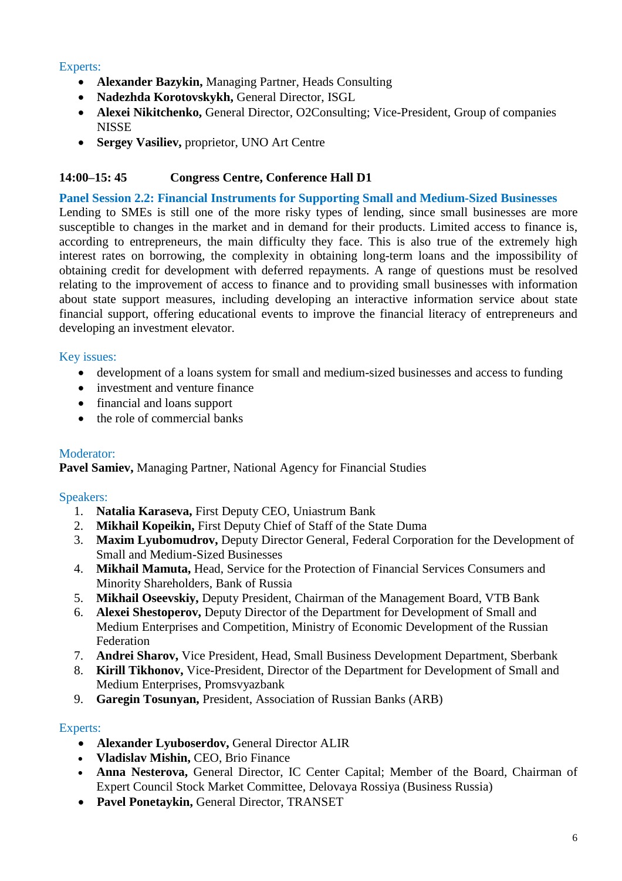Experts:

- **Alexander Bazykin,** Managing Partner, Heads Consulting
- **Nadezhda Korotovskykh,** General Director, ISGL
- **Alexei Nikitchenko,** General Director, O2Consulting; Vice-President, Group of companies NISSE
- **Sergey Vasiliev,** proprietor, UNO Art Centre

**14:00–15: 45 Congress Centre, Conference Hall D1**

## Panel Session 2.2: Financial Instruments for Supporting Small and Medium-Sized Businesses

Lending to SMEs is still one of the more risky types of lending, since small businesses are more susceptible to changes in the market and in demand for their products. Limited access to finance is, according to entrepreneurs, the main difficulty they face. This is also true of the extremely high interest rates on borrowing, the complexity in obtaining long-term loans and the impossibility of obtaining credit for development with deferred repayments. A range of questions must be resolved relating to the improvement of access to finance and to providing small businesses with information about state support measures, including developing an interactive information service about state financial support, offering educational events to improve the financial literacy of entrepreneurs and developing an investment elevator.

Key issues:

- development of a loans system for small and medium-sized businesses and access to funding
- investment and venture finance
- financial and loans support
- the role of commercial banks

Moderator:

**Pavel Samiev,** Managing Partner, National Agency for Financial Studies

Speakers:

1. **Natalia Karaseva,** First Deputy CEO, Uniastrum Bank
2. **Mikhail Kopeikin,** First Deputy Chief of Staff of the State Duma
3. **Maxim Lyubomudrov,** Deputy Director General, Federal Corporation for the Development of Small and Medium-Sized Businesses
4. **Mikhail Mamuta,** Head, Service for the Protection of Financial Services Consumers and Minority Shareholders, Bank of Russia
5. **Mikhail Oseevskiy,** Deputy President, Chairman of the Management Board, VTB Bank
6. **Alexei Shestoperov,** Deputy Director of the Department for Development of Small and Medium Enterprises and Competition, Ministry of Economic Development of the Russian Federation
7. **Andrei Sharov,** Vice President, Head, Small Business Development Department, Sberbank
8. **Kirill Tikhonov,** Vice-President, Director of the Department for Development of Small and Medium Enterprises, Promsvyazbank
9. **Garegin Tosunyan,** President, Association of Russian Banks (ARB)

Experts:

- **Alexander Lyuboserdov,** General Director ALIR
- **Vladislav Mishin,** CEO, Brio Finance
- **Anna Nesterova,** General Director, IC Center Capital; Member of the Board, Chairman of Expert Council Stock Market Committee, Delovaya Rossiya (Business Russia)
- **Pavel Ponetaykin,** General Director, TRANSET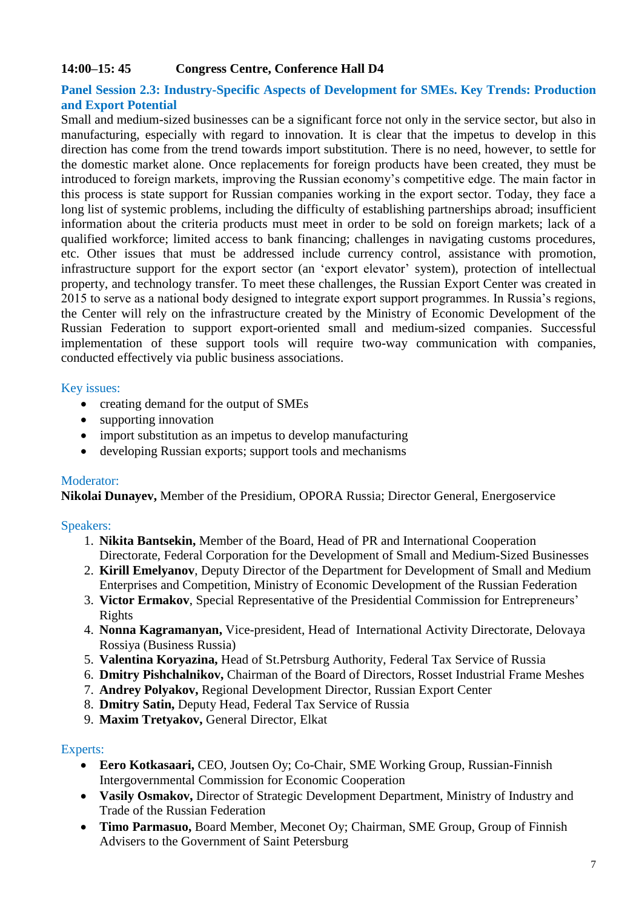**14:00–15: 45 Congress Centre, Conference Hall D4**

## Panel Session 2.3: Industry-Specific Aspects of Development for SMEs. Key Trends: Production and Export Potential

Small and medium-sized businesses can be a significant force not only in the service sector, but also in manufacturing, especially with regard to innovation. It is clear that the impetus to develop in this direction has come from the trend towards import substitution. There is no need, however, to settle for the domestic market alone. Once replacements for foreign products have been created, they must be introduced to foreign markets, improving the Russian economy's competitive edge. The main factor in this process is state support for Russian companies working in the export sector. Today, they face a long list of systemic problems, including the difficulty of establishing partnerships abroad; insufficient information about the criteria products must meet in order to be sold on foreign markets; lack of a qualified workforce; limited access to bank financing; challenges in navigating customs procedures, etc. Other issues that must be addressed include currency control, assistance with promotion, infrastructure support for the export sector (an 'export elevator' system), protection of intellectual property, and technology transfer. To meet these challenges, the Russian Export Center was created in 2015 to serve as a national body designed to integrate export support programmes. In Russia's regions, the Center will rely on the infrastructure created by the Ministry of Economic Development of the Russian Federation to support export-oriented small and medium-sized companies. Successful implementation of these support tools will require two-way communication with companies, conducted effectively via public business associations.

### Key issues:

- creating demand for the output of SMEs
- supporting innovation
- import substitution as an impetus to develop manufacturing
- developing Russian exports; support tools and mechanisms

### Moderator:

**Nikolai Dunayev,** Member of the Presidium, OPORA Russia; Director General, Energoservice

### Speakers:

1. **Nikita Bantsekin,** Member of the Board, Head of PR and International Cooperation Directorate, Federal Corporation for the Development of Small and Medium-Sized Businesses
2. **Kirill Emelyanov**, Deputy Director of the Department for Development of Small and Medium Enterprises and Competition, Ministry of Economic Development of the Russian Federation
3. **Victor Ermakov**, Special Representative of the Presidential Commission for Entrepreneurs' Rights
4. **Nonna Kagramanyan,** Vice-president, Head of International Activity Directorate, Delovaya Rossiya (Business Russia)
5. **Valentina Koryazina,** Head of St.Petrsburg Authority, Federal Tax Service of Russia
6. **Dmitry Pishchalnikov,** Chairman of the Board of Directors, Rosset Industrial Frame Meshes
7. **Andrey Polyakov,** Regional Development Director, Russian Export Center
8. **Dmitry Satin,** Deputy Head, Federal Tax Service of Russia
9. **Maxim Tretyakov,** General Director, Elkat

### Experts:

- **Eero Kotkasaari,** CEO, Joutsen Oy; Co-Chair, SME Working Group, Russian-Finnish Intergovernmental Commission for Economic Cooperation
- **Vasily Osmakov,** Director of Strategic Development Department, Ministry of Industry and Trade of the Russian Federation
- **Timo Parmasuo,** Board Member, Meconet Oy; Chairman, SME Group, Group of Finnish Advisers to the Government of Saint Petersburg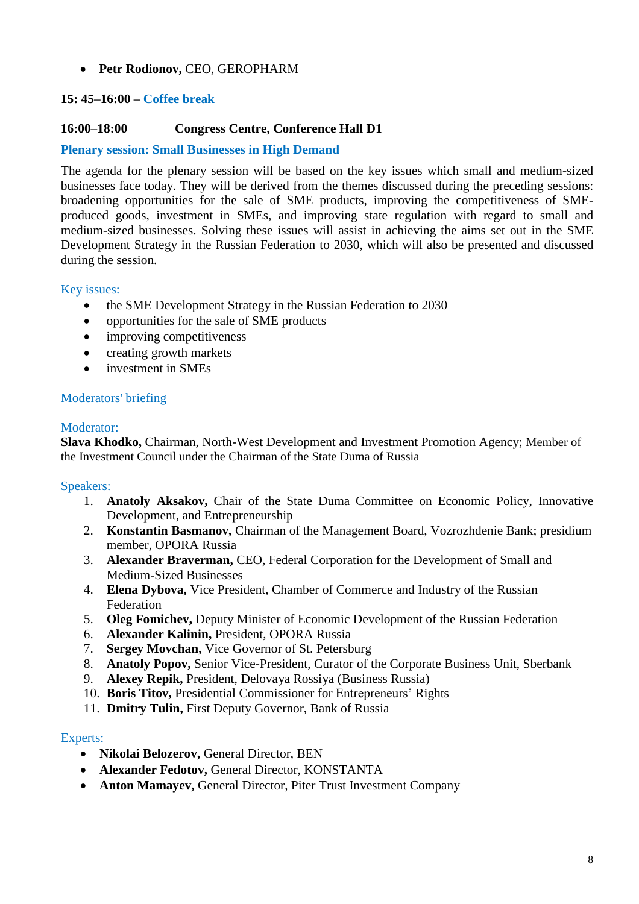- **Petr Rodionov,** CEO, GEROPHARM

**15: 45–16:00 – Coffee break**

**16:00–18:00 Congress Centre, Conference Hall D1**

**Plenary session: Small Businesses in High Demand**

The agenda for the plenary session will be based on the key issues which small and medium-sized businesses face today. They will be derived from the themes discussed during the preceding sessions: broadening opportunities for the sale of SME products, improving the competitiveness of SME-produced goods, investment in SMEs, and improving state regulation with regard to small and medium-sized businesses. Solving these issues will assist in achieving the aims set out in the SME Development Strategy in the Russian Federation to 2030, which will also be presented and discussed during the session.

Key issues:

- the SME Development Strategy in the Russian Federation to 2030
- opportunities for the sale of SME products
- improving competitiveness
- creating growth markets
- investment in SMEs

Moderators' briefing

Moderator:
**Slava Khodko,** Chairman, North-West Development and Investment Promotion Agency; Member of the Investment Council under the Chairman of the State Duma of Russia

Speakers:

1. **Anatoly Aksakov,** Chair of the State Duma Committee on Economic Policy, Innovative Development, and Entrepreneurship
2. **Konstantin Basmanov,** Chairman of the Management Board, Vozrozhdenie Bank; presidium member, OPORA Russia
3. **Alexander Braverman,** CEO, Federal Corporation for the Development of Small and Medium-Sized Businesses
4. **Elena Dybova,** Vice President, Chamber of Commerce and Industry of the Russian Federation
5. **Oleg Fomichev,** Deputy Minister of Economic Development of the Russian Federation
6. **Alexander Kalinin,** President, OPORA Russia
7. **Sergey Movchan,** Vice Governor of St. Petersburg
8. **Anatoly Popov,** Senior Vice-President, Curator of the Corporate Business Unit, Sberbank
9. **Alexey Repik,** President, Delovaya Rossiya (Business Russia)
10. **Boris Titov,** Presidential Commissioner for Entrepreneurs' Rights
11. **Dmitry Tulin,** First Deputy Governor, Bank of Russia

Experts:

- **Nikolai Belozerov,** General Director, BEN
- **Alexander Fedotov,** General Director, KONSTANTA
- **Anton Mamayev,** General Director, Piter Trust Investment Company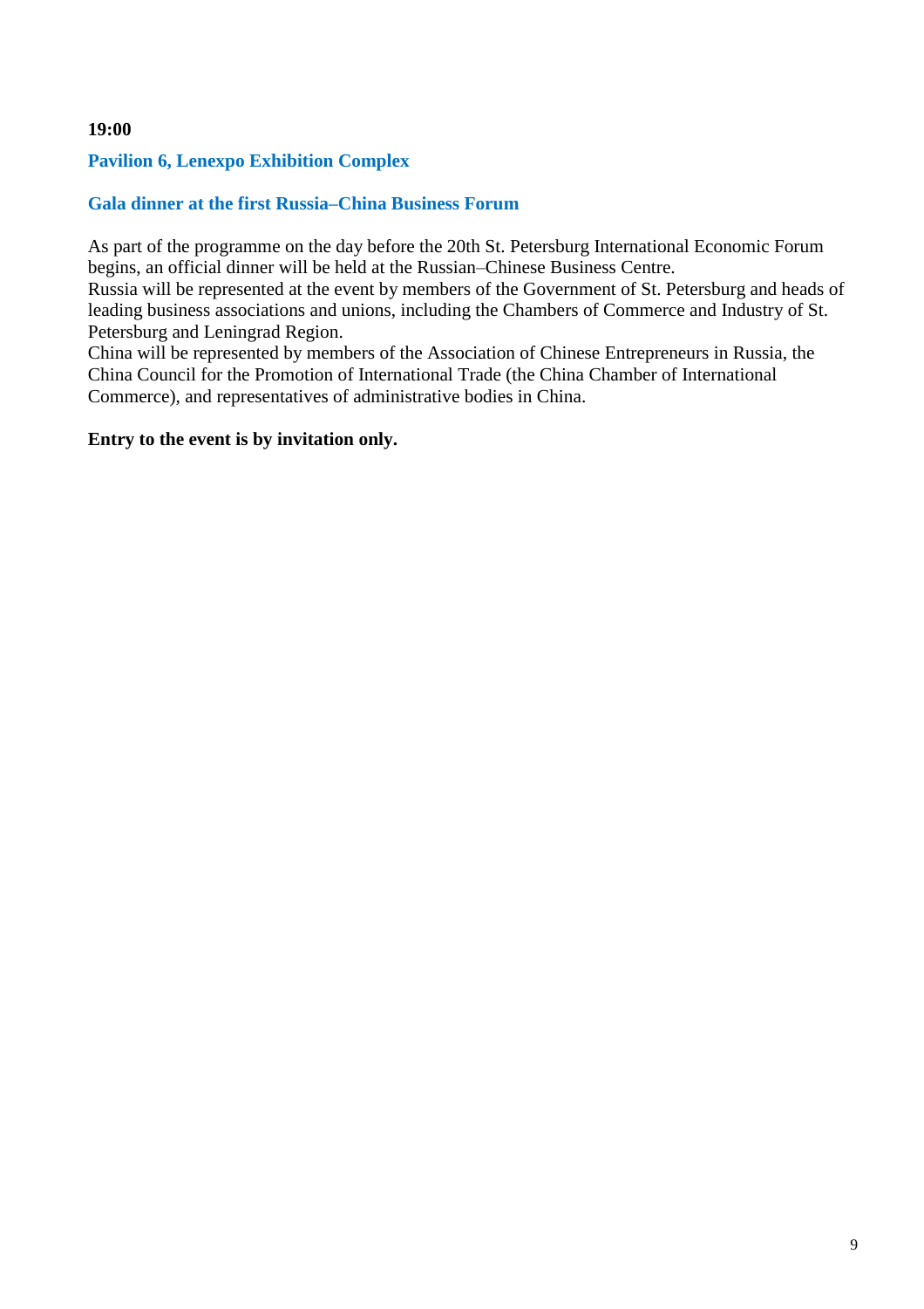**19:00**

**Pavilion 6, Lenexpo Exhibition Complex**

**Gala dinner at the first Russia–China Business Forum**

As part of the programme on the day before the 20th St. Petersburg International Economic Forum begins, an official dinner will be held at the Russian–Chinese Business Centre.
Russia will be represented at the event by members of the Government of St. Petersburg and heads of leading business associations and unions, including the Chambers of Commerce and Industry of St. Petersburg and Leningrad Region.
China will be represented by members of the Association of Chinese Entrepreneurs in Russia, the China Council for the Promotion of International Trade (the China Chamber of International Commerce), and representatives of administrative bodies in China.

**Entry to the event is by invitation only.**